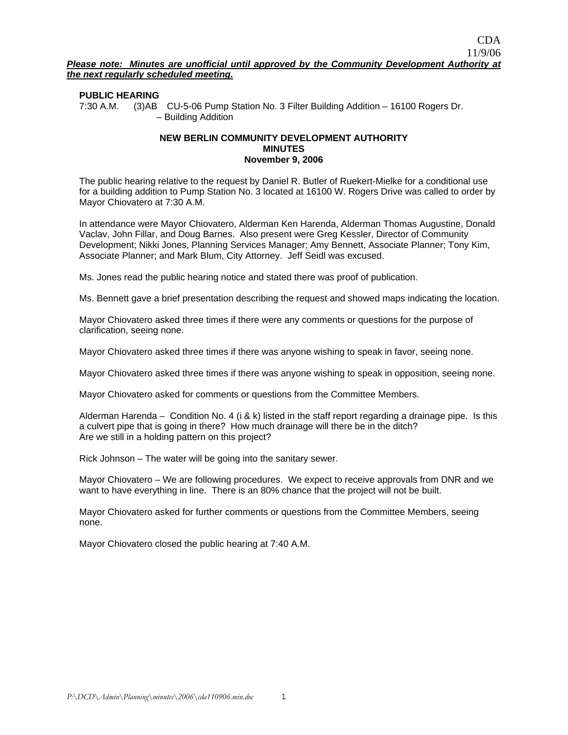CDA
11/9/06

***Please note: Minutes are unofficial until approved by the Community Development Authority at the next regularly scheduled meeting.***

**PUBLIC HEARING**

7:30 A.M. (3)AB CU-5-06 Pump Station No. 3 Filter Building Addition – 16100 Rogers Dr. – Building Addition

**NEW BERLIN COMMUNITY DEVELOPMENT AUTHORITY**
**MINUTES**
**November 9, 2006**

The public hearing relative to the request by Daniel R. Butler of Ruekert-Mielke for a conditional use for a building addition to Pump Station No. 3 located at 16100 W. Rogers Drive was called to order by Mayor Chiovatero at 7:30 A.M.

In attendance were Mayor Chiovatero, Alderman Ken Harenda, Alderman Thomas Augustine, Donald Vaclav, John Fillar, and Doug Barnes. Also present were Greg Kessler, Director of Community Development; Nikki Jones, Planning Services Manager; Amy Bennett, Associate Planner; Tony Kim, Associate Planner; and Mark Blum, City Attorney. Jeff Seidl was excused.

Ms. Jones read the public hearing notice and stated there was proof of publication.

Ms. Bennett gave a brief presentation describing the request and showed maps indicating the location.

Mayor Chiovatero asked three times if there were any comments or questions for the purpose of clarification, seeing none.

Mayor Chiovatero asked three times if there was anyone wishing to speak in favor, seeing none.

Mayor Chiovatero asked three times if there was anyone wishing to speak in opposition, seeing none.

Mayor Chiovatero asked for comments or questions from the Committee Members.

Alderman Harenda – Condition No. 4 (i & k) listed in the staff report regarding a drainage pipe. Is this a culvert pipe that is going in there? How much drainage will there be in the ditch?
Are we still in a holding pattern on this project?

Rick Johnson – The water will be going into the sanitary sewer.

Mayor Chiovatero – We are following procedures. We expect to receive approvals from DNR and we want to have everything in line. There is an 80% chance that the project will not be built.

Mayor Chiovatero asked for further comments or questions from the Committee Members, seeing none.

Mayor Chiovatero closed the public hearing at 7:40 A.M.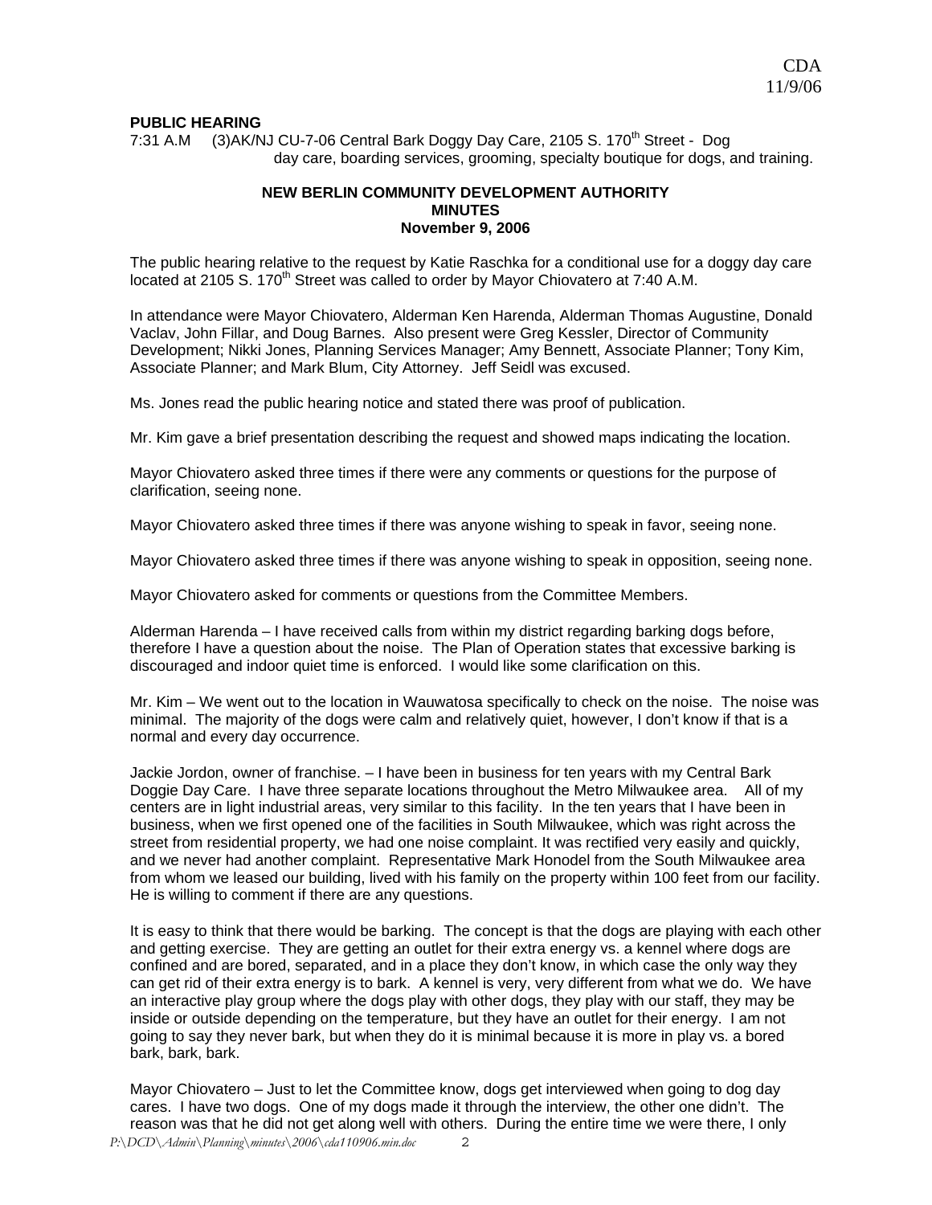**PUBLIC HEARING**

7:31 A.M (3)AK/NJ CU-7-06 Central Bark Doggy Day Care, 2105 S. 170th Street - Dog day care, boarding services, grooming, specialty boutique for dogs, and training.

**NEW BERLIN COMMUNITY DEVELOPMENT AUTHORITY**
**MINUTES**
**November 9, 2006**

The public hearing relative to the request by Katie Raschka for a conditional use for a doggy day care located at 2105 S. 170th Street was called to order by Mayor Chiovatero at 7:40 A.M.

In attendance were Mayor Chiovatero, Alderman Ken Harenda, Alderman Thomas Augustine, Donald Vaclav, John Fillar, and Doug Barnes. Also present were Greg Kessler, Director of Community Development; Nikki Jones, Planning Services Manager; Amy Bennett, Associate Planner; Tony Kim, Associate Planner; and Mark Blum, City Attorney. Jeff Seidl was excused.

Ms. Jones read the public hearing notice and stated there was proof of publication.

Mr. Kim gave a brief presentation describing the request and showed maps indicating the location.

Mayor Chiovatero asked three times if there were any comments or questions for the purpose of clarification, seeing none.

Mayor Chiovatero asked three times if there was anyone wishing to speak in favor, seeing none.

Mayor Chiovatero asked three times if there was anyone wishing to speak in opposition, seeing none.

Mayor Chiovatero asked for comments or questions from the Committee Members.

Alderman Harenda – I have received calls from within my district regarding barking dogs before, therefore I have a question about the noise. The Plan of Operation states that excessive barking is discouraged and indoor quiet time is enforced. I would like some clarification on this.

Mr. Kim – We went out to the location in Wauwatosa specifically to check on the noise. The noise was minimal. The majority of the dogs were calm and relatively quiet, however, I don't know if that is a normal and every day occurrence.

Jackie Jordon, owner of franchise. – I have been in business for ten years with my Central Bark Doggie Day Care. I have three separate locations throughout the Metro Milwaukee area. All of my centers are in light industrial areas, very similar to this facility. In the ten years that I have been in business, when we first opened one of the facilities in South Milwaukee, which was right across the street from residential property, we had one noise complaint. It was rectified very easily and quickly, and we never had another complaint. Representative Mark Honodel from the South Milwaukee area from whom we leased our building, lived with his family on the property within 100 feet from our facility. He is willing to comment if there are any questions.

It is easy to think that there would be barking. The concept is that the dogs are playing with each other and getting exercise. They are getting an outlet for their extra energy vs. a kennel where dogs are confined and are bored, separated, and in a place they don't know, in which case the only way they can get rid of their extra energy is to bark. A kennel is very, very different from what we do. We have an interactive play group where the dogs play with other dogs, they play with our staff, they may be inside or outside depending on the temperature, but they have an outlet for their energy. I am not going to say they never bark, but when they do it is minimal because it is more in play vs. a bored bark, bark, bark.

Mayor Chiovatero – Just to let the Committee know, dogs get interviewed when going to dog day cares. I have two dogs. One of my dogs made it through the interview, the other one didn't. The reason was that he did not get along well with others. During the entire time we were there, I only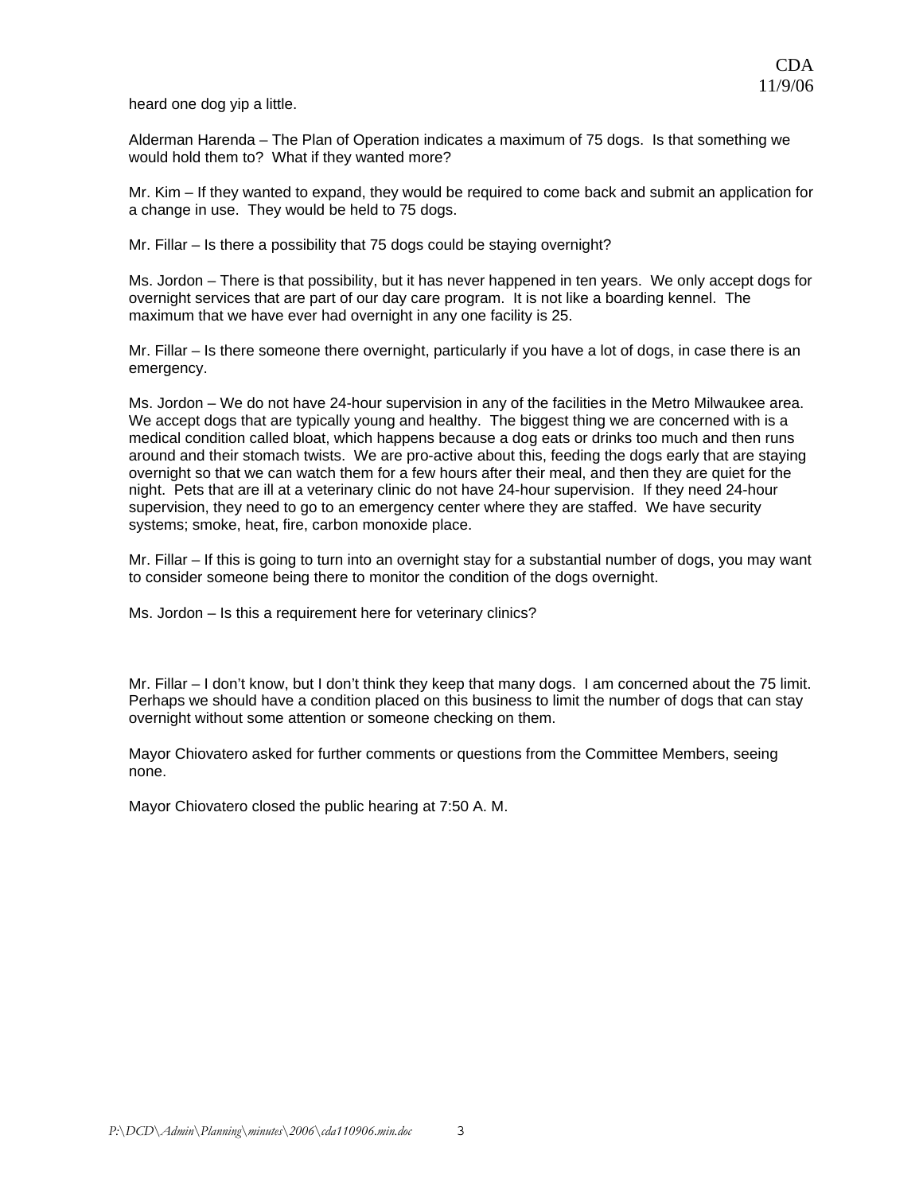heard one dog yip a little.

Alderman Harenda – The Plan of Operation indicates a maximum of 75 dogs. Is that something we would hold them to? What if they wanted more?

Mr. Kim – If they wanted to expand, they would be required to come back and submit an application for a change in use. They would be held to 75 dogs.

Mr. Fillar – Is there a possibility that 75 dogs could be staying overnight?

Ms. Jordon – There is that possibility, but it has never happened in ten years. We only accept dogs for overnight services that are part of our day care program. It is not like a boarding kennel. The maximum that we have ever had overnight in any one facility is 25.

Mr. Fillar – Is there someone there overnight, particularly if you have a lot of dogs, in case there is an emergency.

Ms. Jordon – We do not have 24-hour supervision in any of the facilities in the Metro Milwaukee area. We accept dogs that are typically young and healthy. The biggest thing we are concerned with is a medical condition called bloat, which happens because a dog eats or drinks too much and then runs around and their stomach twists. We are pro-active about this, feeding the dogs early that are staying overnight so that we can watch them for a few hours after their meal, and then they are quiet for the night. Pets that are ill at a veterinary clinic do not have 24-hour supervision. If they need 24-hour supervision, they need to go to an emergency center where they are staffed. We have security systems; smoke, heat, fire, carbon monoxide place.

Mr. Fillar – If this is going to turn into an overnight stay for a substantial number of dogs, you may want to consider someone being there to monitor the condition of the dogs overnight.

Ms. Jordon – Is this a requirement here for veterinary clinics?

Mr. Fillar – I don't know, but I don't think they keep that many dogs. I am concerned about the 75 limit. Perhaps we should have a condition placed on this business to limit the number of dogs that can stay overnight without some attention or someone checking on them.

Mayor Chiovatero asked for further comments or questions from the Committee Members, seeing none.

Mayor Chiovatero closed the public hearing at 7:50 A. M.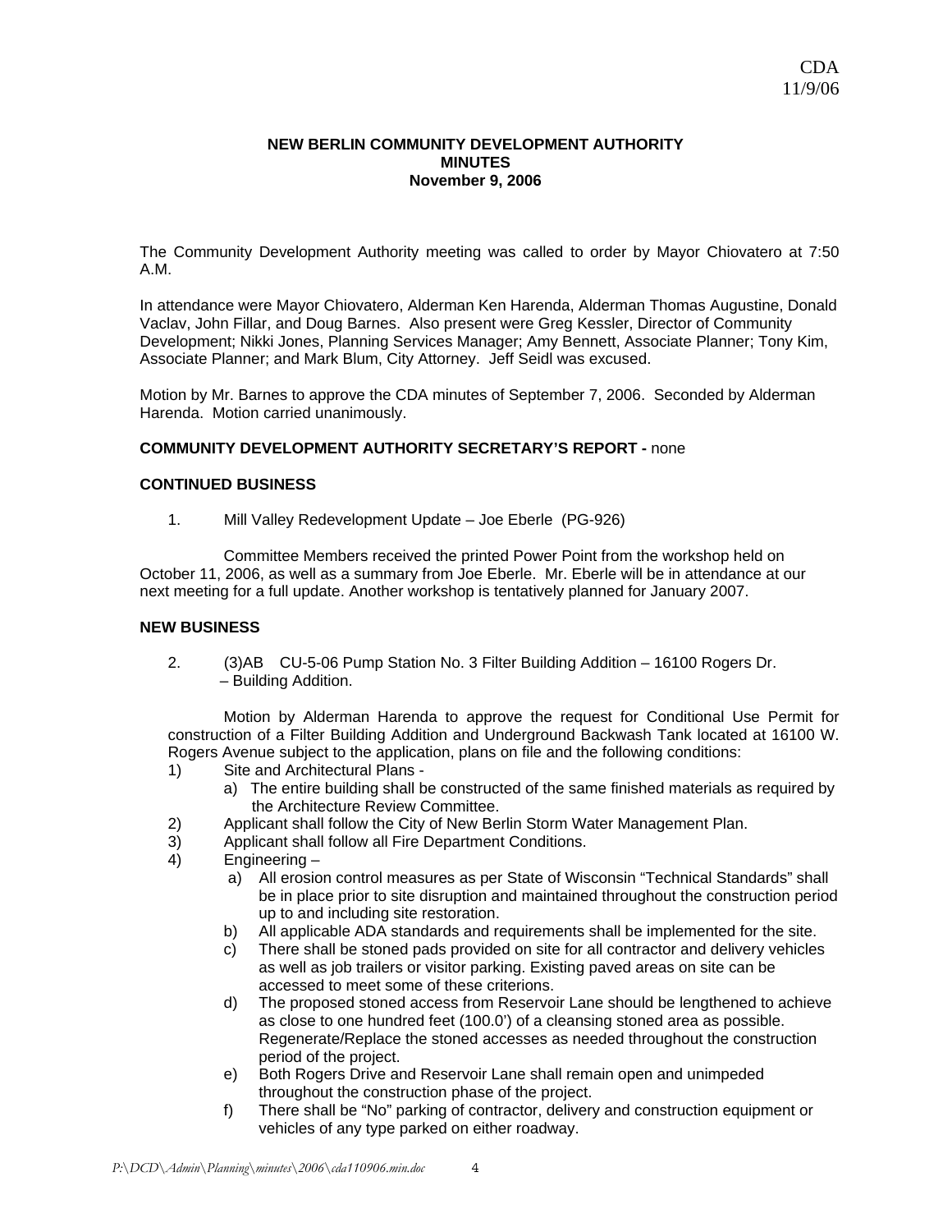CDA
11/9/06

**NEW BERLIN COMMUNITY DEVELOPMENT AUTHORITY**
**MINUTES**
**November 9, 2006**

The Community Development Authority meeting was called to order by Mayor Chiovatero at 7:50 A.M.

In attendance were Mayor Chiovatero, Alderman Ken Harenda, Alderman Thomas Augustine, Donald Vaclav, John Fillar, and Doug Barnes. Also present were Greg Kessler, Director of Community Development; Nikki Jones, Planning Services Manager; Amy Bennett, Associate Planner; Tony Kim, Associate Planner; and Mark Blum, City Attorney. Jeff Seidl was excused.

Motion by Mr. Barnes to approve the CDA minutes of September 7, 2006. Seconded by Alderman Harenda. Motion carried unanimously.

**COMMUNITY DEVELOPMENT AUTHORITY SECRETARY'S REPORT -** none

**CONTINUED BUSINESS**

1. Mill Valley Redevelopment Update – Joe Eberle (PG-926)

Committee Members received the printed Power Point from the workshop held on October 11, 2006, as well as a summary from Joe Eberle. Mr. Eberle will be in attendance at our next meeting for a full update. Another workshop is tentatively planned for January 2007.

**NEW BUSINESS**

2. (3)AB CU-5-06 Pump Station No. 3 Filter Building Addition – 16100 Rogers Dr. – Building Addition.

Motion by Alderman Harenda to approve the request for Conditional Use Permit for construction of a Filter Building Addition and Underground Backwash Tank located at 16100 W. Rogers Avenue subject to the application, plans on file and the following conditions:

1) Site and Architectural Plans -
   a) The entire building shall be constructed of the same finished materials as required by the Architecture Review Committee.
2) Applicant shall follow the City of New Berlin Storm Water Management Plan.
3) Applicant shall follow all Fire Department Conditions.
4) Engineering –
   a) All erosion control measures as per State of Wisconsin "Technical Standards" shall be in place prior to site disruption and maintained throughout the construction period up to and including site restoration.
   b) All applicable ADA standards and requirements shall be implemented for the site.
   c) There shall be stoned pads provided on site for all contractor and delivery vehicles as well as job trailers or visitor parking. Existing paved areas on site can be accessed to meet some of these criterions.
   d) The proposed stoned access from Reservoir Lane should be lengthened to achieve as close to one hundred feet (100.0') of a cleansing stoned area as possible. Regenerate/Replace the stoned accesses as needed throughout the construction period of the project.
   e) Both Rogers Drive and Reservoir Lane shall remain open and unimpeded throughout the construction phase of the project.
   f) There shall be "No" parking of contractor, delivery and construction equipment or vehicles of any type parked on either roadway.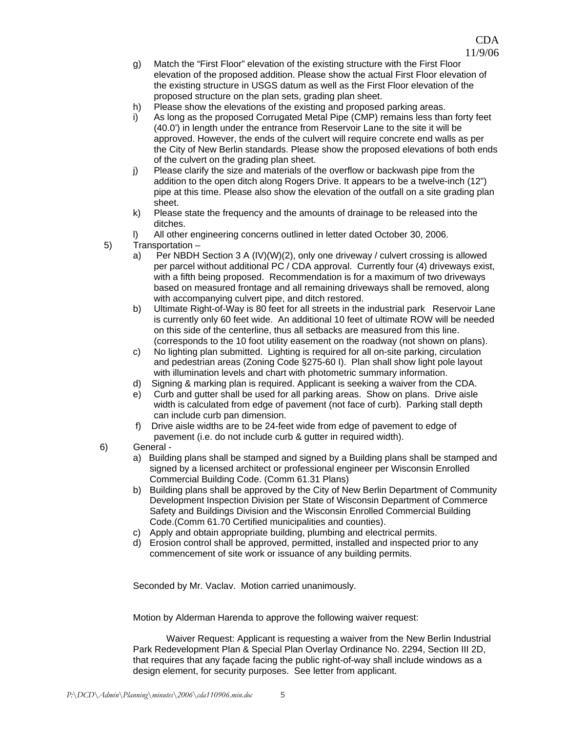g) Match the "First Floor" elevation of the existing structure with the First Floor elevation of the proposed addition. Please show the actual First Floor elevation of the existing structure in USGS datum as well as the First Floor elevation of the proposed structure on the plan sets, grading plan sheet.

h) Please show the elevations of the existing and proposed parking areas.

i) As long as the proposed Corrugated Metal Pipe (CMP) remains less than forty feet (40.0') in length under the entrance from Reservoir Lane to the site it will be approved. However, the ends of the culvert will require concrete end walls as per the City of New Berlin standards. Please show the proposed elevations of both ends of the culvert on the grading plan sheet.

j) Please clarify the size and materials of the overflow or backwash pipe from the addition to the open ditch along Rogers Drive. It appears to be a twelve-inch (12") pipe at this time. Please also show the elevation of the outfall on a site grading plan sheet.

k) Please state the frequency and the amounts of drainage to be released into the ditches.

l) All other engineering concerns outlined in letter dated October 30, 2006.

5) Transportation –

a) Per NBDH Section 3 A (IV)(W)(2), only one driveway / culvert crossing is allowed per parcel without additional PC / CDA approval. Currently four (4) driveways exist, with a fifth being proposed. Recommendation is for a maximum of two driveways based on measured frontage and all remaining driveways shall be removed, along with accompanying culvert pipe, and ditch restored.

b) Ultimate Right-of-Way is 80 feet for all streets in the industrial park Reservoir Lane is currently only 60 feet wide. An additional 10 feet of ultimate ROW will be needed on this side of the centerline, thus all setbacks are measured from this line. (corresponds to the 10 foot utility easement on the roadway (not shown on plans).

c) No lighting plan submitted. Lighting is required for all on-site parking, circulation and pedestrian areas (Zoning Code §275-60 I). Plan shall show light pole layout with illumination levels and chart with photometric summary information.

d) Signing & marking plan is required. Applicant is seeking a waiver from the CDA.

e) Curb and gutter shall be used for all parking areas. Show on plans. Drive aisle width is calculated from edge of pavement (not face of curb). Parking stall depth can include curb pan dimension.

f) Drive aisle widths are to be 24-feet wide from edge of pavement to edge of pavement (i.e. do not include curb & gutter in required width).

6) General -

a) Building plans shall be stamped and signed by a Building plans shall be stamped and signed by a licensed architect or professional engineer per Wisconsin Enrolled Commercial Building Code. (Comm 61.31 Plans)

b) Building plans shall be approved by the City of New Berlin Department of Community Development Inspection Division per State of Wisconsin Department of Commerce Safety and Buildings Division and the Wisconsin Enrolled Commercial Building Code.(Comm 61.70 Certified municipalities and counties).

c) Apply and obtain appropriate building, plumbing and electrical permits.

d) Erosion control shall be approved, permitted, installed and inspected prior to any commencement of site work or issuance of any building permits.

Seconded by Mr. Vaclav. Motion carried unanimously.

Motion by Alderman Harenda to approve the following waiver request:

Waiver Request: Applicant is requesting a waiver from the New Berlin Industrial Park Redevelopment Plan & Special Plan Overlay Ordinance No. 2294, Section III 2D, that requires that any façade facing the public right-of-way shall include windows as a design element, for security purposes. See letter from applicant.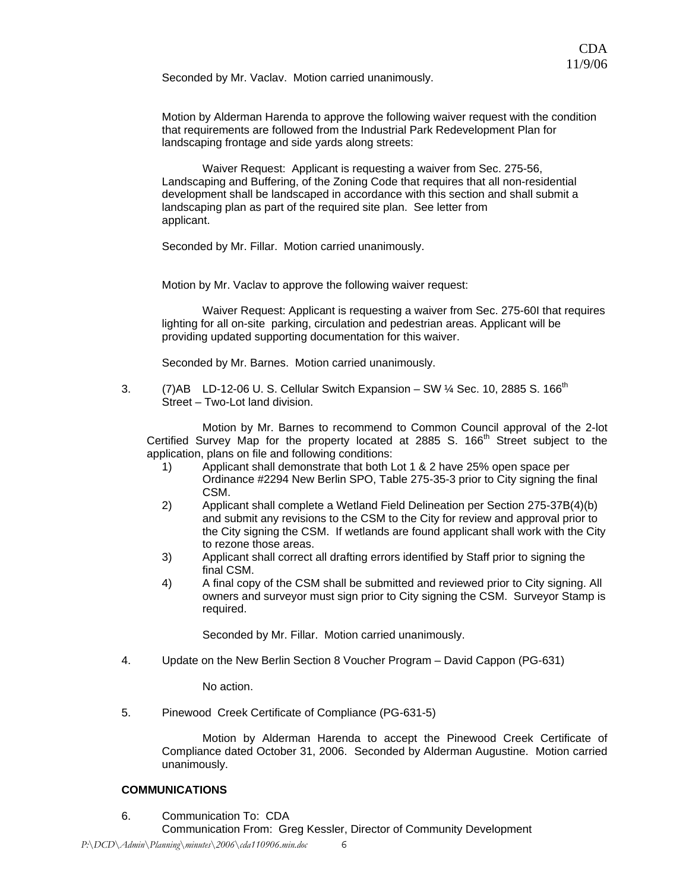Seconded by Mr. Vaclav. Motion carried unanimously.

Motion by Alderman Harenda to approve the following waiver request with the condition that requirements are followed from the Industrial Park Redevelopment Plan for landscaping frontage and side yards along streets:

Waiver Request: Applicant is requesting a waiver from Sec. 275-56, Landscaping and Buffering, of the Zoning Code that requires that all non-residential development shall be landscaped in accordance with this section and shall submit a landscaping plan as part of the required site plan. See letter from applicant.

Seconded by Mr. Fillar. Motion carried unanimously.

Motion by Mr. Vaclav to approve the following waiver request:

Waiver Request: Applicant is requesting a waiver from Sec. 275-60I that requires lighting for all on-site parking, circulation and pedestrian areas. Applicant will be providing updated supporting documentation for this waiver.

Seconded by Mr. Barnes. Motion carried unanimously.

3. (7)AB LD-12-06 U. S. Cellular Switch Expansion – SW ¼ Sec. 10, 2885 S. 166th Street – Two-Lot land division.

Motion by Mr. Barnes to recommend to Common Council approval of the 2-lot Certified Survey Map for the property located at 2885 S. 166th Street subject to the application, plans on file and following conditions:

1) Applicant shall demonstrate that both Lot 1 & 2 have 25% open space per Ordinance #2294 New Berlin SPO, Table 275-35-3 prior to City signing the final CSM.
2) Applicant shall complete a Wetland Field Delineation per Section 275-37B(4)(b) and submit any revisions to the CSM to the City for review and approval prior to the City signing the CSM. If wetlands are found applicant shall work with the City to rezone those areas.
3) Applicant shall correct all drafting errors identified by Staff prior to signing the final CSM.
4) A final copy of the CSM shall be submitted and reviewed prior to City signing. All owners and surveyor must sign prior to City signing the CSM. Surveyor Stamp is required.

Seconded by Mr. Fillar. Motion carried unanimously.

4. Update on the New Berlin Section 8 Voucher Program – David Cappon (PG-631)

No action.

5. Pinewood Creek Certificate of Compliance (PG-631-5)

Motion by Alderman Harenda to accept the Pinewood Creek Certificate of Compliance dated October 31, 2006. Seconded by Alderman Augustine. Motion carried unanimously.

**COMMUNICATIONS**

6. Communication To: CDA
Communication From: Greg Kessler, Director of Community Development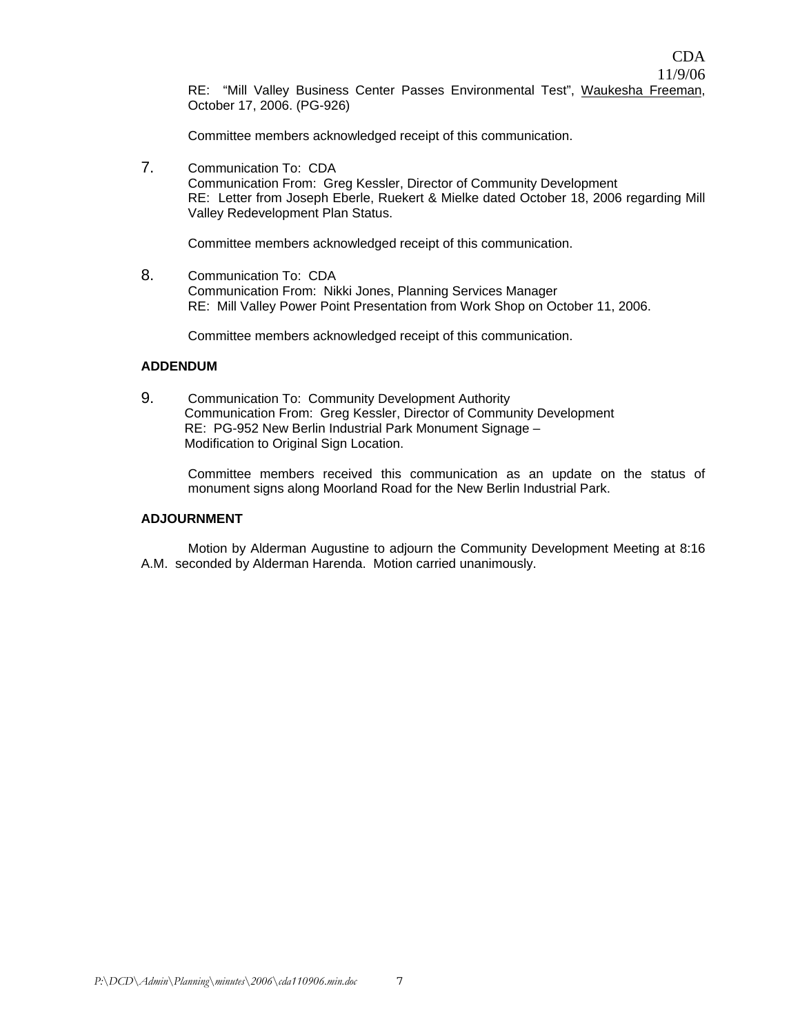RE: "Mill Valley Business Center Passes Environmental Test", Waukesha Freeman, October 17, 2006. (PG-926)

Committee members acknowledged receipt of this communication.

7. Communication To: CDA
   Communication From: Greg Kessler, Director of Community Development
   RE: Letter from Joseph Eberle, Ruekert & Mielke dated October 18, 2006 regarding Mill Valley Redevelopment Plan Status.

   Committee members acknowledged receipt of this communication.

8. Communication To: CDA
   Communication From: Nikki Jones, Planning Services Manager
   RE: Mill Valley Power Point Presentation from Work Shop on October 11, 2006.

   Committee members acknowledged receipt of this communication.

**ADDENDUM**

9. Communication To: Community Development Authority
   Communication From: Greg Kessler, Director of Community Development
   RE: PG-952 New Berlin Industrial Park Monument Signage – Modification to Original Sign Location.

   Committee members received this communication as an update on the status of monument signs along Moorland Road for the New Berlin Industrial Park.

**ADJOURNMENT**

Motion by Alderman Augustine to adjourn the Community Development Meeting at 8:16 A.M. seconded by Alderman Harenda. Motion carried unanimously.